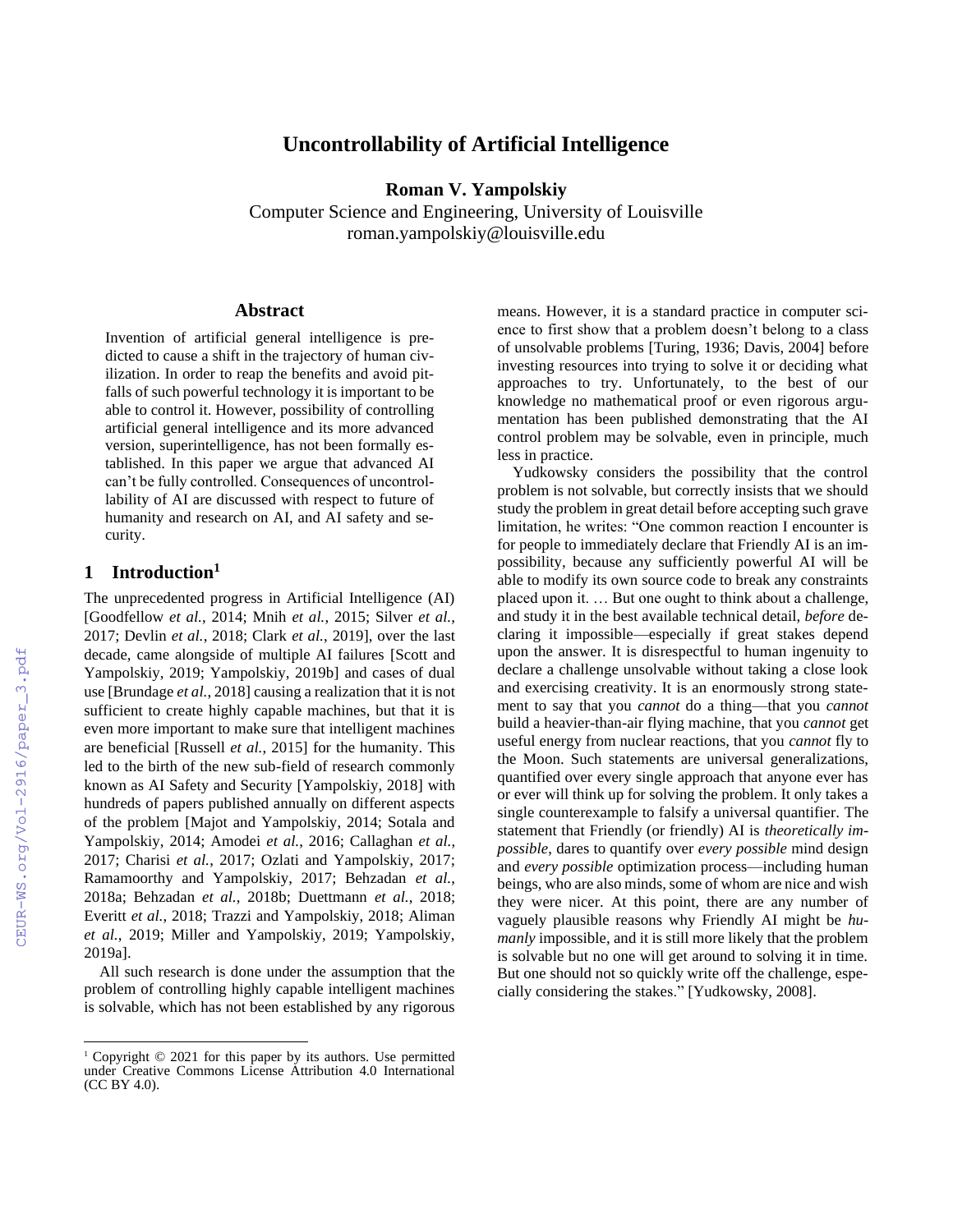# Uncontrollability of Artificial Intelligence

**Roman V. Yampolskiy**

Computer Science and Engineering, University of Louisville
roman.yampolskiy@louisville.edu

## Abstract

Invention of artificial general intelligence is predicted to cause a shift in the trajectory of human civilization. In order to reap the benefits and avoid pitfalls of such powerful technology it is important to be able to control it. However, possibility of controlling artificial general intelligence and its more advanced version, superintelligence, has not been formally established. In this paper we argue that advanced AI can't be fully controlled. Consequences of uncontrollability of AI are discussed with respect to future of humanity and research on AI, and AI safety and security.

## 1 Introduction[1]

The unprecedented progress in Artificial Intelligence (AI) [Goodfellow *et al.*, 2014; Mnih *et al.*, 2015; Silver *et al.*, 2017; Devlin *et al.*, 2018; Clark *et al.*, 2019], over the last decade, came alongside of multiple AI failures [Scott and Yampolskiy, 2019; Yampolskiy, 2019b] and cases of dual use [Brundage *et al.*, 2018] causing a realization that it is not sufficient to create highly capable machines, but that it is even more important to make sure that intelligent machines are beneficial [Russell *et al.*, 2015] for the humanity. This led to the birth of the new sub-field of research commonly known as AI Safety and Security [Yampolskiy, 2018] with hundreds of papers published annually on different aspects of the problem [Majot and Yampolskiy, 2014; Sotala and Yampolskiy, 2014; Amodei *et al.*, 2016; Callaghan *et al.*, 2017; Charisi *et al.*, 2017; Ozlati and Yampolskiy, 2017; Ramamoorthy and Yampolskiy, 2017; Behzadan *et al.*, 2018a; Behzadan *et al.*, 2018b; Duettmann *et al.*, 2018; Everitt *et al.*, 2018; Trazzi and Yampolskiy, 2018; Aliman *et al.*, 2019; Miller and Yampolskiy, 2019; Yampolskiy, 2019a].

All such research is done under the assumption that the problem of controlling highly capable intelligent machines is solvable, which has not been established by any rigorous means. However, it is a standard practice in computer science to first show that a problem doesn't belong to a class of unsolvable problems [Turing, 1936; Davis, 2004] before investing resources into trying to solve it or deciding what approaches to try. Unfortunately, to the best of our knowledge no mathematical proof or even rigorous argumentation has been published demonstrating that the AI control problem may be solvable, even in principle, much less in practice.

Yudkowsky considers the possibility that the control problem is not solvable, but correctly insists that we should study the problem in great detail before accepting such grave limitation, he writes: "One common reaction I encounter is for people to immediately declare that Friendly AI is an impossibility, because any sufficiently powerful AI will be able to modify its own source code to break any constraints placed upon it. … But one ought to think about a challenge, and study it in the best available technical detail, *before* declaring it impossible—especially if great stakes depend upon the answer. It is disrespectful to human ingenuity to declare a challenge unsolvable without taking a close look and exercising creativity. It is an enormously strong statement to say that you *cannot* do a thing—that you *cannot* build a heavier-than-air flying machine, that you *cannot* get useful energy from nuclear reactions, that you *cannot* fly to the Moon. Such statements are universal generalizations, quantified over every single approach that anyone ever has or ever will think up for solving the problem. It only takes a single counterexample to falsify a universal quantifier. The statement that Friendly (or friendly) AI is *theoretically impossible*, dares to quantify over *every possible* mind design and *every possible* optimization process—including human beings, who are also minds, some of whom are nice and wish they were nicer. At this point, there are any number of vaguely plausible reasons why Friendly AI might be *humanly* impossible, and it is still more likely that the problem is solvable but no one will get around to solving it in time. But one should not so quickly write off the challenge, especially considering the stakes." [Yudkowsky, 2008].

---

[1] Copyright © 2021 for this paper by its authors. Use permitted under Creative Commons License Attribution 4.0 International (CC BY 4.0).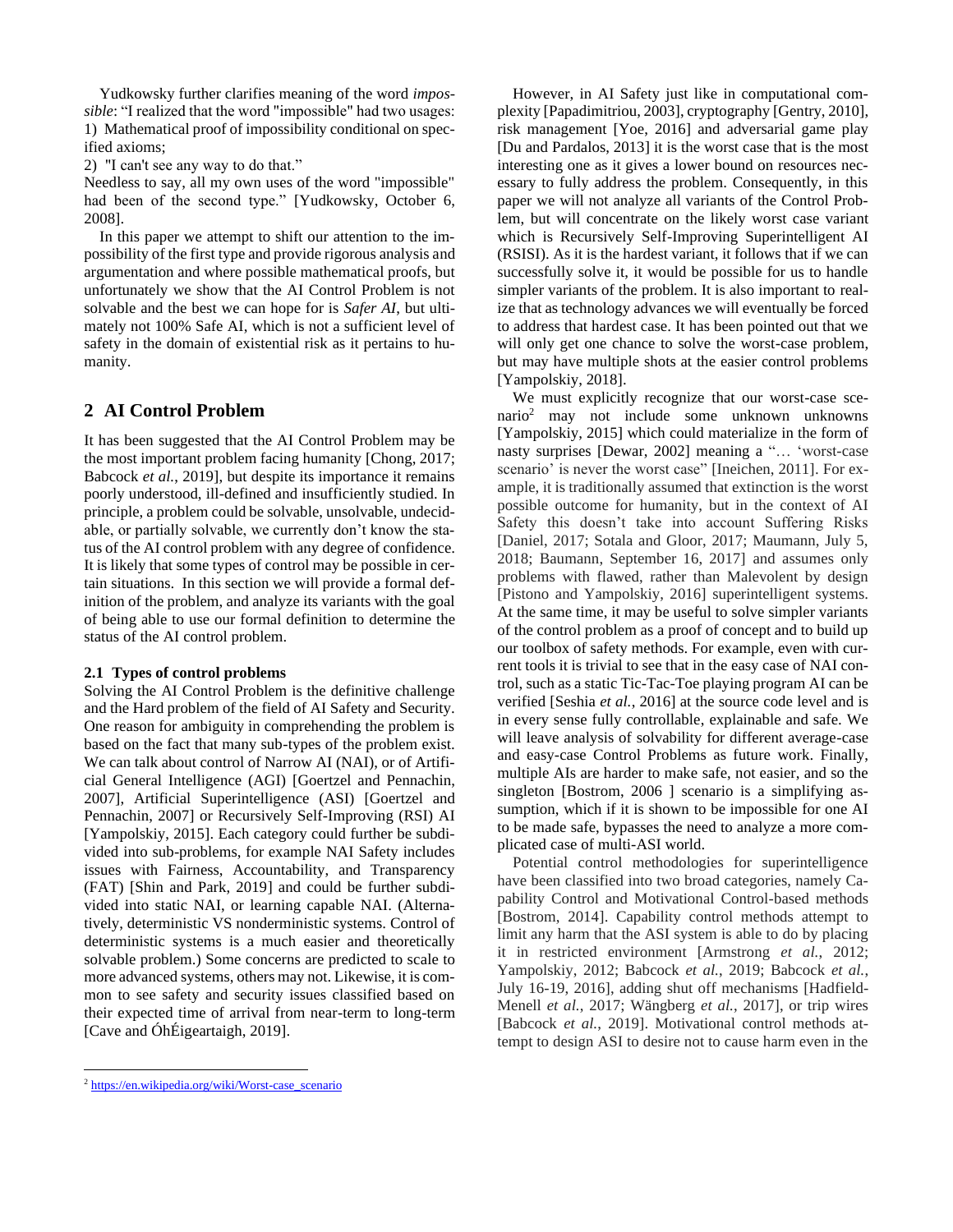Yudkowsky further clarifies meaning of the word *impossible*: "I realized that the word "impossible" had two usages:
1) Mathematical proof of impossibility conditional on specified axioms;
2) "I can't see any way to do that."
Needless to say, all my own uses of the word "impossible" had been of the second type." [Yudkowsky, October 6, 2008].

In this paper we attempt to shift our attention to the impossibility of the first type and provide rigorous analysis and argumentation and where possible mathematical proofs, but unfortunately we show that the AI Control Problem is not solvable and the best we can hope for is *Safer AI*, but ultimately not 100% Safe AI, which is not a sufficient level of safety in the domain of existential risk as it pertains to humanity.

## 2 AI Control Problem

It has been suggested that the AI Control Problem may be the most important problem facing humanity [Chong, 2017; Babcock *et al.*, 2019], but despite its importance it remains poorly understood, ill-defined and insufficiently studied. In principle, a problem could be solvable, unsolvable, undecidable, or partially solvable, we currently don't know the status of the AI control problem with any degree of confidence. It is likely that some types of control may be possible in certain situations. In this section we will provide a formal definition of the problem, and analyze its variants with the goal of being able to use our formal definition to determine the status of the AI control problem.

### 2.1 Types of control problems

Solving the AI Control Problem is the definitive challenge and the Hard problem of the field of AI Safety and Security. One reason for ambiguity in comprehending the problem is based on the fact that many sub-types of the problem exist. We can talk about control of Narrow AI (NAI), or of Artificial General Intelligence (AGI) [Goertzel and Pennachin, 2007], Artificial Superintelligence (ASI) [Goertzel and Pennachin, 2007] or Recursively Self-Improving (RSI) AI [Yampolskiy, 2015]. Each category could further be subdivided into sub-problems, for example NAI Safety includes issues with Fairness, Accountability, and Transparency (FAT) [Shin and Park, 2019] and could be further subdivided into static NAI, or learning capable NAI. (Alternatively, deterministic VS nondeterministic systems. Control of deterministic systems is a much easier and theoretically solvable problem.) Some concerns are predicted to scale to more advanced systems, others may not. Likewise, it is common to see safety and security issues classified based on their expected time of arrival from near-term to long-term [Cave and ÓhÉigeartaigh, 2019].

However, in AI Safety just like in computational complexity [Papadimitriou, 2003], cryptography [Gentry, 2010], risk management [Yoe, 2016] and adversarial game play [Du and Pardalos, 2013] it is the worst case that is the most interesting one as it gives a lower bound on resources necessary to fully address the problem. Consequently, in this paper we will not analyze all variants of the Control Problem, but will concentrate on the likely worst case variant which is Recursively Self-Improving Superintelligent AI (RSISI). As it is the hardest variant, it follows that if we can successfully solve it, it would be possible for us to handle simpler variants of the problem. It is also important to realize that as technology advances we will eventually be forced to address that hardest case. It has been pointed out that we will only get one chance to solve the worst-case problem, but may have multiple shots at the easier control problems [Yampolskiy, 2018].

We must explicitly recognize that our worst-case scenario[2] may not include some unknown unknowns [Yampolskiy, 2015] which could materialize in the form of nasty surprises [Dewar, 2002] meaning a "… 'worst-case scenario' is never the worst case" [Ineichen, 2011]. For example, it is traditionally assumed that extinction is the worst possible outcome for humanity, but in the context of AI Safety this doesn't take into account Suffering Risks [Daniel, 2017; Sotala and Gloor, 2017; Maumann, July 5, 2018; Baumann, September 16, 2017] and assumes only problems with flawed, rather than Malevolent by design [Pistono and Yampolskiy, 2016] superintelligent systems. At the same time, it may be useful to solve simpler variants of the control problem as a proof of concept and to build up our toolbox of safety methods. For example, even with current tools it is trivial to see that in the easy case of NAI control, such as a static Tic-Tac-Toe playing program AI can be verified [Seshia *et al.*, 2016] at the source code level and is in every sense fully controllable, explainable and safe. We will leave analysis of solvability for different average-case and easy-case Control Problems as future work. Finally, multiple AIs are harder to make safe, not easier, and so the singleton [Bostrom, 2006 ] scenario is a simplifying assumption, which if it is shown to be impossible for one AI to be made safe, bypasses the need to analyze a more complicated case of multi-ASI world.

Potential control methodologies for superintelligence have been classified into two broad categories, namely Capability Control and Motivational Control-based methods [Bostrom, 2014]. Capability control methods attempt to limit any harm that the ASI system is able to do by placing it in restricted environment [Armstrong *et al.*, 2012; Yampolskiy, 2012; Babcock *et al.*, 2019; Babcock *et al.*, July 16-19, 2016], adding shut off mechanisms [Hadfield-Menell *et al.*, 2017; Wängberg *et al.*, 2017], or trip wires [Babcock *et al.*, 2019]. Motivational control methods attempt to design ASI to desire not to cause harm even in the

[2] https://en.wikipedia.org/wiki/Worst-case_scenario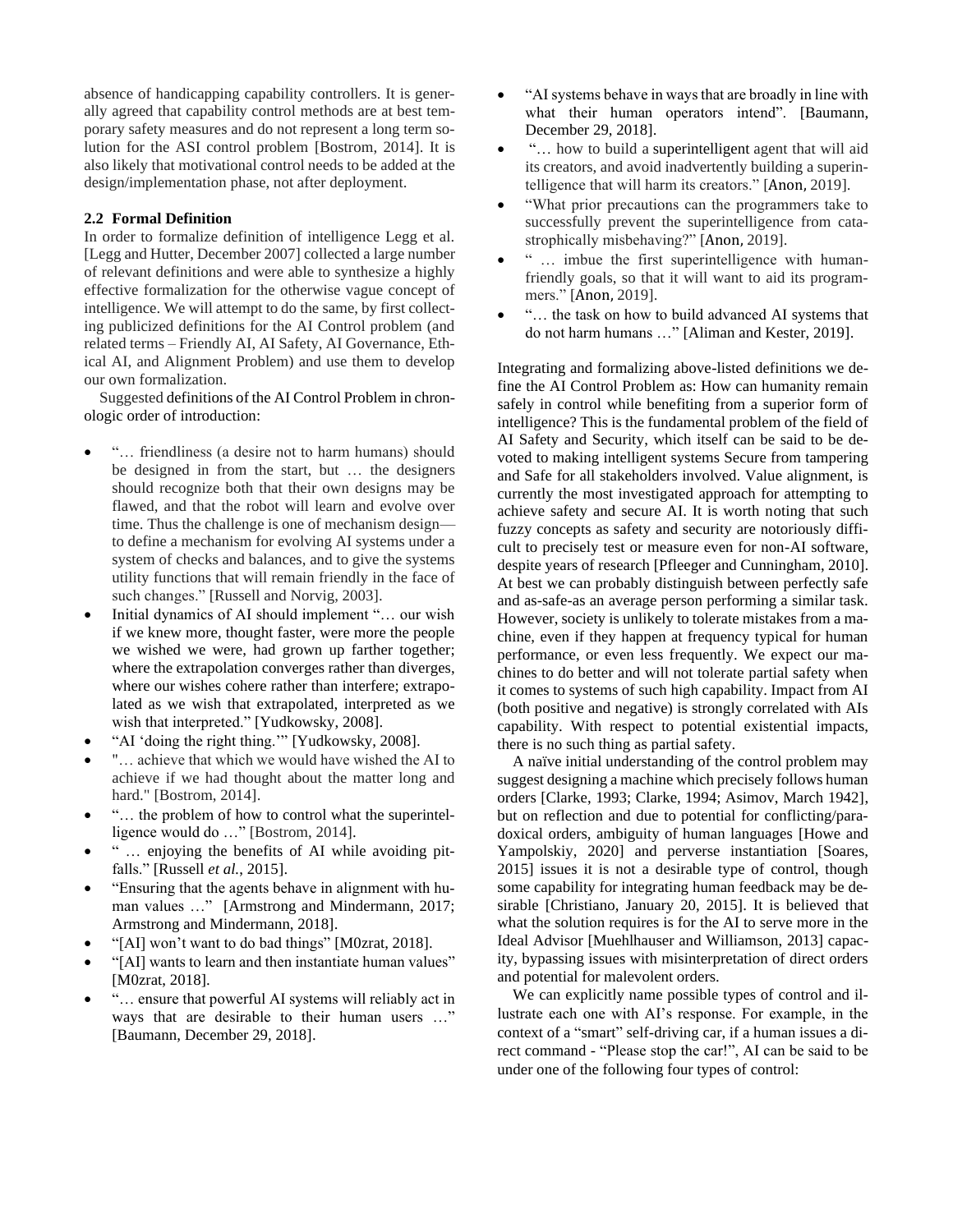absence of handicapping capability controllers. It is generally agreed that capability control methods are at best temporary safety measures and do not represent a long term solution for the ASI control problem [Bostrom, 2014]. It is also likely that motivational control needs to be added at the design/implementation phase, not after deployment.

### 2.2 Formal Definition

In order to formalize definition of intelligence Legg et al. [Legg and Hutter, December 2007] collected a large number of relevant definitions and were able to synthesize a highly effective formalization for the otherwise vague concept of intelligence. We will attempt to do the same, by first collecting publicized definitions for the AI Control problem (and related terms – Friendly AI, AI Safety, AI Governance, Ethical AI, and Alignment Problem) and use them to develop our own formalization.

Suggested definitions of the AI Control Problem in chronologic order of introduction:

- "… friendliness (a desire not to harm humans) should be designed in from the start, but … the designers should recognize both that their own designs may be flawed, and that the robot will learn and evolve over time. Thus the challenge is one of mechanism design—to define a mechanism for evolving AI systems under a system of checks and balances, and to give the systems utility functions that will remain friendly in the face of such changes." [Russell and Norvig, 2003].
- Initial dynamics of AI should implement "… our wish if we knew more, thought faster, were more the people we wished we were, had grown up farther together; where the extrapolation converges rather than diverges, where our wishes cohere rather than interfere; extrapolated as we wish that extrapolated, interpreted as we wish that interpreted." [Yudkowsky, 2008].
- "AI 'doing the right thing.'" [Yudkowsky, 2008].
- "… achieve that which we would have wished the AI to achieve if we had thought about the matter long and hard." [Bostrom, 2014].
- "… the problem of how to control what the superintelligence would do …" [Bostrom, 2014].
- " … enjoying the benefits of AI while avoiding pitfalls." [Russell *et al.*, 2015].
- "Ensuring that the agents behave in alignment with human values …" [Armstrong and Mindermann, 2017; Armstrong and Mindermann, 2018].
- "[AI] won't want to do bad things" [M0zrat, 2018].
- "[AI] wants to learn and then instantiate human values" [M0zrat, 2018].
- "… ensure that powerful AI systems will reliably act in ways that are desirable to their human users …" [Baumann, December 29, 2018].
- "AI systems behave in ways that are broadly in line with what their human operators intend". [Baumann, December 29, 2018].
- "… how to build a superintelligent agent that will aid its creators, and avoid inadvertently building a superintelligence that will harm its creators." [Anon, 2019].
- "What prior precautions can the programmers take to successfully prevent the superintelligence from catastrophically misbehaving?" [Anon, 2019].
- " … imbue the first superintelligence with human-friendly goals, so that it will want to aid its programmers." [Anon, 2019].
- "… the task on how to build advanced AI systems that do not harm humans …" [Aliman and Kester, 2019].

Integrating and formalizing above-listed definitions we define the AI Control Problem as: How can humanity remain safely in control while benefiting from a superior form of intelligence? This is the fundamental problem of the field of AI Safety and Security, which itself can be said to be devoted to making intelligent systems Secure from tampering and Safe for all stakeholders involved. Value alignment, is currently the most investigated approach for attempting to achieve safety and secure AI. It is worth noting that such fuzzy concepts as safety and security are notoriously difficult to precisely test or measure even for non-AI software, despite years of research [Pfleeger and Cunningham, 2010]. At best we can probably distinguish between perfectly safe and as-safe-as an average person performing a similar task. However, society is unlikely to tolerate mistakes from a machine, even if they happen at frequency typical for human performance, or even less frequently. We expect our machines to do better and will not tolerate partial safety when it comes to systems of such high capability. Impact from AI (both positive and negative) is strongly correlated with AIs capability. With respect to potential existential impacts, there is no such thing as partial safety.

A naïve initial understanding of the control problem may suggest designing a machine which precisely follows human orders [Clarke, 1993; Clarke, 1994; Asimov, March 1942], but on reflection and due to potential for conflicting/paradoxical orders, ambiguity of human languages [Howe and Yampolskiy, 2020] and perverse instantiation [Soares, 2015] issues it is not a desirable type of control, though some capability for integrating human feedback may be desirable [Christiano, January 20, 2015]. It is believed that what the solution requires is for the AI to serve more in the Ideal Advisor [Muehlhauser and Williamson, 2013] capacity, bypassing issues with misinterpretation of direct orders and potential for malevolent orders.

We can explicitly name possible types of control and illustrate each one with AI's response. For example, in the context of a "smart" self-driving car, if a human issues a direct command - "Please stop the car!", AI can be said to be under one of the following four types of control: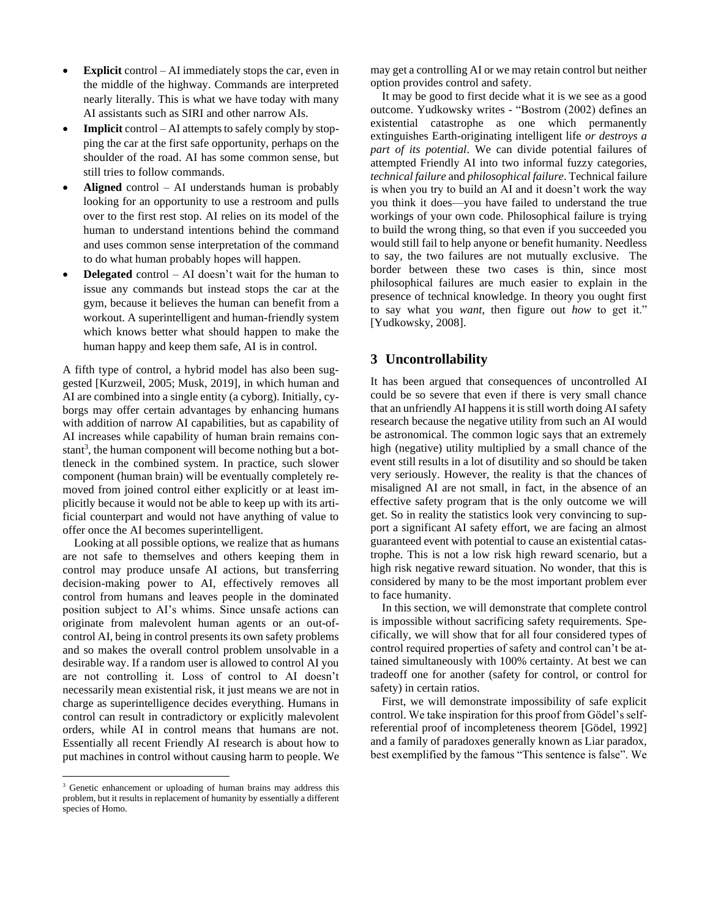- **Explicit** control – AI immediately stops the car, even in the middle of the highway. Commands are interpreted nearly literally. This is what we have today with many AI assistants such as SIRI and other narrow AIs.
- **Implicit** control – AI attempts to safely comply by stopping the car at the first safe opportunity, perhaps on the shoulder of the road. AI has some common sense, but still tries to follow commands.
- **Aligned** control – AI understands human is probably looking for an opportunity to use a restroom and pulls over to the first rest stop. AI relies on its model of the human to understand intentions behind the command and uses common sense interpretation of the command to do what human probably hopes will happen.
- **Delegated** control – AI doesn't wait for the human to issue any commands but instead stops the car at the gym, because it believes the human can benefit from a workout. A superintelligent and human-friendly system which knows better what should happen to make the human happy and keep them safe, AI is in control.

A fifth type of control, a hybrid model has also been suggested [Kurzweil, 2005; Musk, 2019], in which human and AI are combined into a single entity (a cyborg). Initially, cyborgs may offer certain advantages by enhancing humans with addition of narrow AI capabilities, but as capability of AI increases while capability of human brain remains constant[3], the human component will become nothing but a bottleneck in the combined system. In practice, such slower component (human brain) will be eventually completely removed from joined control either explicitly or at least implicitly because it would not be able to keep up with its artificial counterpart and would not have anything of value to offer once the AI becomes superintelligent.

Looking at all possible options, we realize that as humans are not safe to themselves and others keeping them in control may produce unsafe AI actions, but transferring decision-making power to AI, effectively removes all control from humans and leaves people in the dominated position subject to AI's whims. Since unsafe actions can originate from malevolent human agents or an out-of-control AI, being in control presents its own safety problems and so makes the overall control problem unsolvable in a desirable way. If a random user is allowed to control AI you are not controlling it. Loss of control to AI doesn't necessarily mean existential risk, it just means we are not in charge as superintelligence decides everything. Humans in control can result in contradictory or explicitly malevolent orders, while AI in control means that humans are not. Essentially all recent Friendly AI research is about how to put machines in control without causing harm to people. We may get a controlling AI or we may retain control but neither option provides control and safety.

It may be good to first decide what it is we see as a good outcome. Yudkowsky writes - "Bostrom (2002) defines an existential catastrophe as one which permanently extinguishes Earth-originating intelligent life *or destroys a part of its potential*. We can divide potential failures of attempted Friendly AI into two informal fuzzy categories, *technical failure* and *philosophical failure*. Technical failure is when you try to build an AI and it doesn't work the way you think it does—you have failed to understand the true workings of your own code. Philosophical failure is trying to build the wrong thing, so that even if you succeeded you would still fail to help anyone or benefit humanity. Needless to say, the two failures are not mutually exclusive. The border between these two cases is thin, since most philosophical failures are much easier to explain in the presence of technical knowledge. In theory you ought first to say what you *want*, then figure out *how* to get it." [Yudkowsky, 2008].

## 3 Uncontrollability

It has been argued that consequences of uncontrolled AI could be so severe that even if there is very small chance that an unfriendly AI happens it is still worth doing AI safety research because the negative utility from such an AI would be astronomical. The common logic says that an extremely high (negative) utility multiplied by a small chance of the event still results in a lot of disutility and so should be taken very seriously. However, the reality is that the chances of misaligned AI are not small, in fact, in the absence of an effective safety program that is the only outcome we will get. So in reality the statistics look very convincing to support a significant AI safety effort, we are facing an almost guaranteed event with potential to cause an existential catastrophe. This is not a low risk high reward scenario, but a high risk negative reward situation. No wonder, that this is considered by many to be the most important problem ever to face humanity.

In this section, we will demonstrate that complete control is impossible without sacrificing safety requirements. Specifically, we will show that for all four considered types of control required properties of safety and control can't be attained simultaneously with 100% certainty. At best we can tradeoff one for another (safety for control, or control for safety) in certain ratios.

First, we will demonstrate impossibility of safe explicit control. We take inspiration for this proof from Gödel's self-referential proof of incompleteness theorem [Gödel, 1992] and a family of paradoxes generally known as Liar paradox, best exemplified by the famous "This sentence is false". We

[3] Genetic enhancement or uploading of human brains may address this problem, but it results in replacement of humanity by essentially a different species of Homo.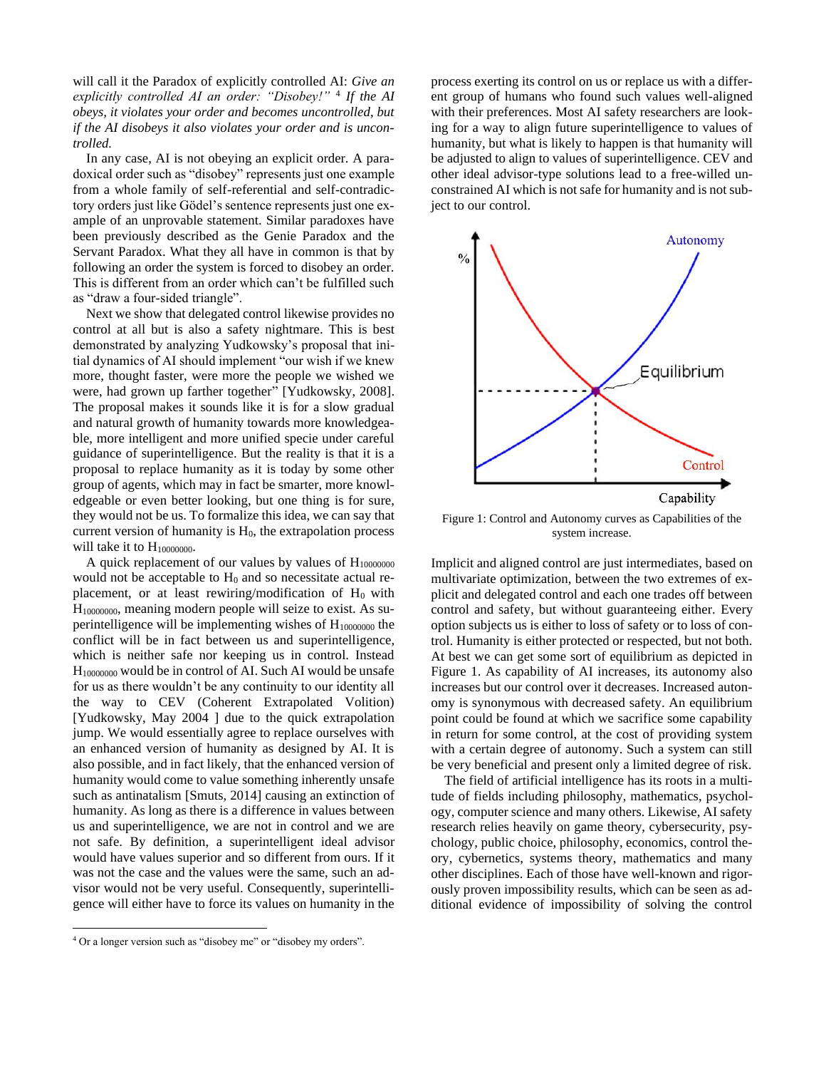will call it the Paradox of explicitly controlled AI: *Give an explicitly controlled AI an order: "Disobey!"* [4] *If the AI obeys, it violates your order and becomes uncontrolled, but if the AI disobeys it also violates your order and is uncontrolled.*

In any case, AI is not obeying an explicit order. A paradoxical order such as "disobey" represents just one example from a whole family of self-referential and self-contradictory orders just like Gödel's sentence represents just one example of an unprovable statement. Similar paradoxes have been previously described as the Genie Paradox and the Servant Paradox. What they all have in common is that by following an order the system is forced to disobey an order. This is different from an order which can't be fulfilled such as "draw a four-sided triangle".

Next we show that delegated control likewise provides no control at all but is also a safety nightmare. This is best demonstrated by analyzing Yudkowsky's proposal that initial dynamics of AI should implement "our wish if we knew more, thought faster, were more the people we wished we were, had grown up farther together" [Yudkowsky, 2008]. The proposal makes it sounds like it is for a slow gradual and natural growth of humanity towards more knowledgeable, more intelligent and more unified specie under careful guidance of superintelligence. But the reality is that it is a proposal to replace humanity as it is today by some other group of agents, which may in fact be smarter, more knowledgeable or even better looking, but one thing is for sure, they would not be us. To formalize this idea, we can say that current version of humanity is $H_0$, the extrapolation process will take it to $H_{10000000}$.

A quick replacement of our values by values of $H_{10000000}$ would not be acceptable to $H_0$ and so necessitate actual replacement, or at least rewiring/modification of $H_0$ with $H_{10000000}$, meaning modern people will seize to exist. As superintelligence will be implementing wishes of $H_{10000000}$ the conflict will be in fact between us and superintelligence, which is neither safe nor keeping us in control. Instead $H_{10000000}$ would be in control of AI. Such AI would be unsafe for us as there wouldn't be any continuity to our identity all the way to CEV (Coherent Extrapolated Volition) [Yudkowsky, May 2004 ] due to the quick extrapolation jump. We would essentially agree to replace ourselves with an enhanced version of humanity as designed by AI. It is also possible, and in fact likely, that the enhanced version of humanity would come to value something inherently unsafe such as antinatalism [Smuts, 2014] causing an extinction of humanity. As long as there is a difference in values between us and superintelligence, we are not in control and we are not safe. By definition, a superintelligent ideal advisor would have values superior and so different from ours. If it was not the case and the values were the same, such an advisor would not be very useful. Consequently, superintelligence will either have to force its values on humanity in the process exerting its control on us or replace us with a different group of humans who found such values well-aligned with their preferences. Most AI safety researchers are looking for a way to align future superintelligence to values of humanity, but what is likely to happen is that humanity will be adjusted to align to values of superintelligence. CEV and other ideal advisor-type solutions lead to a free-willed unconstrained AI which is not safe for humanity and is not subject to our control.

Figure 1: Control and Autonomy curves as Capabilities of the system increase.

Implicit and aligned control are just intermediates, based on multivariate optimization, between the two extremes of explicit and delegated control and each one trades off between control and safety, but without guaranteeing either. Every option subjects us is either to loss of safety or to loss of control. Humanity is either protected or respected, but not both. At best we can get some sort of equilibrium as depicted in Figure 1. As capability of AI increases, its autonomy also increases but our control over it decreases. Increased autonomy is synonymous with decreased safety. An equilibrium point could be found at which we sacrifice some capability in return for some control, at the cost of providing system with a certain degree of autonomy. Such a system can still be very beneficial and present only a limited degree of risk.

The field of artificial intelligence has its roots in a multitude of fields including philosophy, mathematics, psychology, computer science and many others. Likewise, AI safety research relies heavily on game theory, cybersecurity, psychology, public choice, philosophy, economics, control theory, cybernetics, systems theory, mathematics and many other disciplines. Each of those have well-known and rigorously proven impossibility results, which can be seen as additional evidence of impossibility of solving the control

[4] Or a longer version such as "disobey me" or "disobey my orders".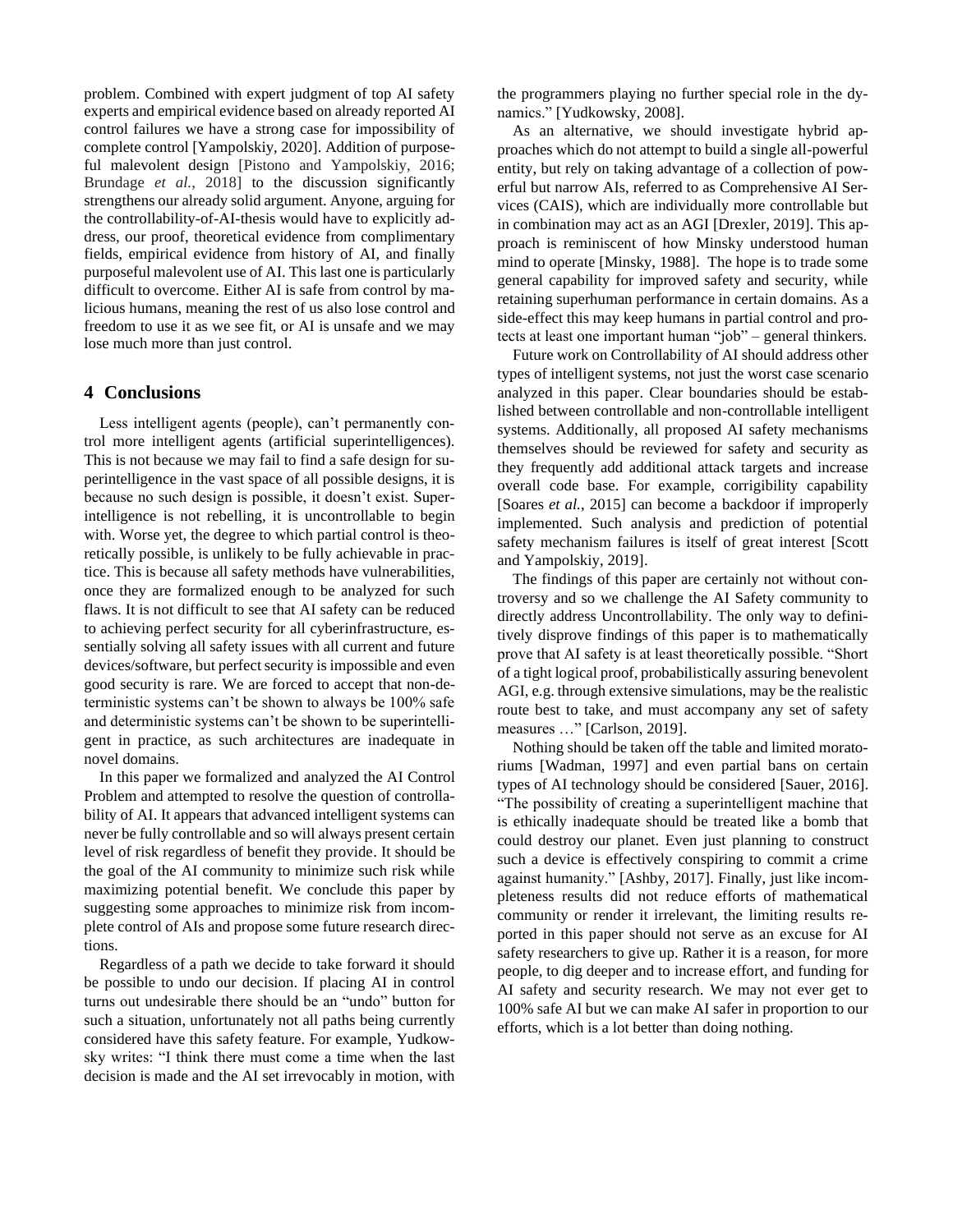problem. Combined with expert judgment of top AI safety experts and empirical evidence based on already reported AI control failures we have a strong case for impossibility of complete control [Yampolskiy, 2020]. Addition of purposeful malevolent design [Pistono and Yampolskiy, 2016; Brundage *et al.*, 2018] to the discussion significantly strengthens our already solid argument. Anyone, arguing for the controllability-of-AI-thesis would have to explicitly address, our proof, theoretical evidence from complimentary fields, empirical evidence from history of AI, and finally purposeful malevolent use of AI. This last one is particularly difficult to overcome. Either AI is safe from control by malicious humans, meaning the rest of us also lose control and freedom to use it as we see fit, or AI is unsafe and we may lose much more than just control.

## 4 Conclusions

Less intelligent agents (people), can't permanently control more intelligent agents (artificial superintelligences). This is not because we may fail to find a safe design for superintelligence in the vast space of all possible designs, it is because no such design is possible, it doesn't exist. Superintelligence is not rebelling, it is uncontrollable to begin with. Worse yet, the degree to which partial control is theoretically possible, is unlikely to be fully achievable in practice. This is because all safety methods have vulnerabilities, once they are formalized enough to be analyzed for such flaws. It is not difficult to see that AI safety can be reduced to achieving perfect security for all cyberinfrastructure, essentially solving all safety issues with all current and future devices/software, but perfect security is impossible and even good security is rare. We are forced to accept that non-deterministic systems can't be shown to always be 100% safe and deterministic systems can't be shown to be superintelligent in practice, as such architectures are inadequate in novel domains.

In this paper we formalized and analyzed the AI Control Problem and attempted to resolve the question of controllability of AI. It appears that advanced intelligent systems can never be fully controllable and so will always present certain level of risk regardless of benefit they provide. It should be the goal of the AI community to minimize such risk while maximizing potential benefit. We conclude this paper by suggesting some approaches to minimize risk from incomplete control of AIs and propose some future research directions.

Regardless of a path we decide to take forward it should be possible to undo our decision. If placing AI in control turns out undesirable there should be an "undo" button for such a situation, unfortunately not all paths being currently considered have this safety feature. For example, Yudkowsky writes: "I think there must come a time when the last decision is made and the AI set irrevocably in motion, with the programmers playing no further special role in the dynamics." [Yudkowsky, 2008].

As an alternative, we should investigate hybrid approaches which do not attempt to build a single all-powerful entity, but rely on taking advantage of a collection of powerful but narrow AIs, referred to as Comprehensive AI Services (CAIS), which are individually more controllable but in combination may act as an AGI [Drexler, 2019]. This approach is reminiscent of how Minsky understood human mind to operate [Minsky, 1988]. The hope is to trade some general capability for improved safety and security, while retaining superhuman performance in certain domains. As a side-effect this may keep humans in partial control and protects at least one important human "job" – general thinkers.

Future work on Controllability of AI should address other types of intelligent systems, not just the worst case scenario analyzed in this paper. Clear boundaries should be established between controllable and non-controllable intelligent systems. Additionally, all proposed AI safety mechanisms themselves should be reviewed for safety and security as they frequently add additional attack targets and increase overall code base. For example, corrigibility capability [Soares *et al.*, 2015] can become a backdoor if improperly implemented. Such analysis and prediction of potential safety mechanism failures is itself of great interest [Scott and Yampolskiy, 2019].

The findings of this paper are certainly not without controversy and so we challenge the AI Safety community to directly address Uncontrollability. The only way to definitively disprove findings of this paper is to mathematically prove that AI safety is at least theoretically possible. "Short of a tight logical proof, probabilistically assuring benevolent AGI, e.g. through extensive simulations, may be the realistic route best to take, and must accompany any set of safety measures …" [Carlson, 2019].

Nothing should be taken off the table and limited moratoriums [Wadman, 1997] and even partial bans on certain types of AI technology should be considered [Sauer, 2016]. "The possibility of creating a superintelligent machine that is ethically inadequate should be treated like a bomb that could destroy our planet. Even just planning to construct such a device is effectively conspiring to commit a crime against humanity." [Ashby, 2017]. Finally, just like incompleteness results did not reduce efforts of mathematical community or render it irrelevant, the limiting results reported in this paper should not serve as an excuse for AI safety researchers to give up. Rather it is a reason, for more people, to dig deeper and to increase effort, and funding for AI safety and security research. We may not ever get to 100% safe AI but we can make AI safer in proportion to our efforts, which is a lot better than doing nothing.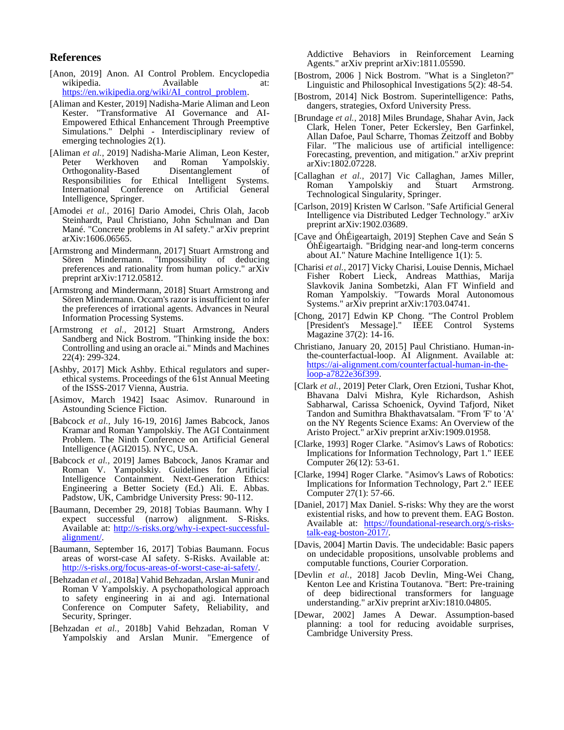## References

[Anon, 2019] Anon. AI Control Problem. Encyclopedia wikipedia. Available at: https://en.wikipedia.org/wiki/AI_control_problem.

[Aliman and Kester, 2019] Nadisha-Marie Aliman and Leon Kester. "Transformative AI Governance and AI-Empowered Ethical Enhancement Through Preemptive Simulations." Delphi - Interdisciplinary review of emerging technologies 2(1).

[Aliman *et al.*, 2019] Nadisha-Marie Aliman, Leon Kester, Peter Werkhoven and Roman Yampolskiy. Orthogonality-Based Disentanglement of Responsibilities for Ethical Intelligent Systems. International Conference on Artificial General Intelligence, Springer.

[Amodei *et al.*, 2016] Dario Amodei, Chris Olah, Jacob Steinhardt, Paul Christiano, John Schulman and Dan Mané. "Concrete problems in AI safety." arXiv preprint arXiv:1606.06565.

[Armstrong and Mindermann, 2017] Stuart Armstrong and Sören Mindermann. "Impossibility of deducing preferences and rationality from human policy." arXiv preprint arXiv:1712.05812.

[Armstrong and Mindermann, 2018] Stuart Armstrong and Sören Mindermann. Occam's razor is insufficient to infer the preferences of irrational agents. Advances in Neural Information Processing Systems.

[Armstrong *et al.*, 2012] Stuart Armstrong, Anders Sandberg and Nick Bostrom. "Thinking inside the box: Controlling and using an oracle ai." Minds and Machines 22(4): 299-324.

[Ashby, 2017] Mick Ashby. Ethical regulators and super-ethical systems. Proceedings of the 61st Annual Meeting of the ISSS-2017 Vienna, Austria.

[Asimov, March 1942] Isaac Asimov. Runaround in Astounding Science Fiction.

[Babcock *et al.*, July 16-19, 2016] James Babcock, Janos Kramar and Roman Yampolskiy. The AGI Containment Problem. The Ninth Conference on Artificial General Intelligence (AGI2015). NYC, USA.

[Babcock *et al.*, 2019] James Babcock, Janos Kramar and Roman V. Yampolskiy. Guidelines for Artificial Intelligence Containment. Next-Generation Ethics: Engineering a Better Society (Ed.) Ali. E. Abbas. Padstow, UK, Cambridge University Press: 90-112.

[Baumann, December 29, 2018] Tobias Baumann. Why I expect successful (narrow) alignment. S-Risks. Available at: http://s-risks.org/why-i-expect-successful-alignment/.

[Baumann, September 16, 2017] Tobias Baumann. Focus areas of worst-case AI safety. S-Risks. Available at: http://s-risks.org/focus-areas-of-worst-case-ai-safety/.

[Behzadan *et al.*, 2018a] Vahid Behzadan, Arslan Munir and Roman V Yampolskiy. A psychopathological approach to safety engineering in ai and agi. International Conference on Computer Safety, Reliability, and Security, Springer.

[Behzadan *et al.*, 2018b] Vahid Behzadan, Roman V Yampolskiy and Arslan Munir. "Emergence of Addictive Behaviors in Reinforcement Learning Agents." arXiv preprint arXiv:1811.05590.

[Bostrom, 2006 ] Nick Bostrom. "What is a Singleton?" Linguistic and Philosophical Investigations 5(2): 48-54.

[Bostrom, 2014] Nick Bostrom. Superintelligence: Paths, dangers, strategies, Oxford University Press.

[Brundage *et al.*, 2018] Miles Brundage, Shahar Avin, Jack Clark, Helen Toner, Peter Eckersley, Ben Garfinkel, Allan Dafoe, Paul Scharre, Thomas Zeitzoff and Bobby Filar. "The malicious use of artificial intelligence: Forecasting, prevention, and mitigation." arXiv preprint arXiv:1802.07228.

[Callaghan *et al.*, 2017] Vic Callaghan, James Miller, Roman Yampolskiy and Stuart Armstrong. Technological Singularity, Springer.

[Carlson, 2019] Kristen W Carlson. "Safe Artificial General Intelligence via Distributed Ledger Technology." arXiv preprint arXiv:1902.03689.

[Cave and ÓhÉigeartaigh, 2019] Stephen Cave and Seán S ÓhÉigeartaigh. "Bridging near-and long-term concerns about AI." Nature Machine Intelligence 1(1): 5.

[Charisi *et al.*, 2017] Vicky Charisi, Louise Dennis, Michael Fisher Robert Lieck, Andreas Matthias, Marija Slavkovik Janina Sombetzki, Alan FT Winfield and Roman Yampolskiy. "Towards Moral Autonomous Systems." arXiv preprint arXiv:1703.04741.

[Chong, 2017] Edwin KP Chong. "The Control Problem [President's Message]." IEEE Control Systems Magazine 37(2): 14-16.

Christiano, January 20, 2015] Paul Christiano. Human-in-the-counterfactual-loop. AI Alignment. Available at: https://ai-alignment.com/counterfactual-human-in-the-loop-a7822e36f399.

[Clark *et al.*, 2019] Peter Clark, Oren Etzioni, Tushar Khot, Bhavana Dalvi Mishra, Kyle Richardson, Ashish Sabharwal, Carissa Schoenick, Oyvind Tafjord, Niket Tandon and Sumithra Bhakthavatsalam. "From 'F' to 'A' on the NY Regents Science Exams: An Overview of the Aristo Project." arXiv preprint arXiv:1909.01958.

[Clarke, 1993] Roger Clarke. "Asimov's Laws of Robotics: Implications for Information Technology, Part 1." IEEE Computer 26(12): 53-61.

[Clarke, 1994] Roger Clarke. "Asimov's Laws of Robotics: Implications for Information Technology, Part 2." IEEE Computer 27(1): 57-66.

[Daniel, 2017] Max Daniel. S-risks: Why they are the worst existential risks, and how to prevent them. EAG Boston. Available at: https://foundational-research.org/s-risks-talk-eag-boston-2017/.

[Davis, 2004] Martin Davis. The undecidable: Basic papers on undecidable propositions, unsolvable problems and computable functions, Courier Corporation.

[Devlin *et al.*, 2018] Jacob Devlin, Ming-Wei Chang, Kenton Lee and Kristina Toutanova. "Bert: Pre-training of deep bidirectional transformers for language understanding." arXiv preprint arXiv:1810.04805.

[Dewar, 2002] James A Dewar. Assumption-based planning: a tool for reducing avoidable surprises, Cambridge University Press.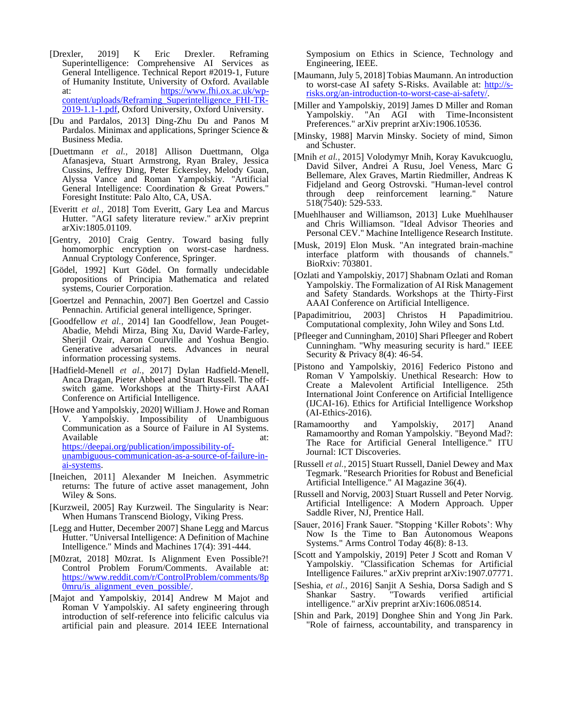[Drexler, 2019] K Eric Drexler. Reframing Superintelligence: Comprehensive AI Services as General Intelligence. Technical Report #2019-1, Future of Humanity Institute, University of Oxford. Available at: https://www.fhi.ox.ac.uk/wp-content/uploads/Reframing_Superintelligence_FHI-TR-2019-1.1-1.pdf, Oxford University, Oxford University.

[Du and Pardalos, 2013] Ding-Zhu Du and Panos M Pardalos. Minimax and applications, Springer Science & Business Media.

[Duettmann *et al.*, 2018] Allison Duettmann, Olga Afanasjeva, Stuart Armstrong, Ryan Braley, Jessica Cussins, Jeffrey Ding, Peter Eckersley, Melody Guan, Alyssa Vance and Roman Yampolskiy. "Artificial General Intelligence: Coordination & Great Powers." Foresight Institute: Palo Alto, CA, USA.

[Everitt *et al.*, 2018] Tom Everitt, Gary Lea and Marcus Hutter. "AGI safety literature review." arXiv preprint arXiv:1805.01109.

[Gentry, 2010] Craig Gentry. Toward basing fully homomorphic encryption on worst-case hardness. Annual Cryptology Conference, Springer.

[Gödel, 1992] Kurt Gödel. On formally undecidable propositions of Principia Mathematica and related systems, Courier Corporation.

[Goertzel and Pennachin, 2007] Ben Goertzel and Cassio Pennachin. Artificial general intelligence, Springer.

[Goodfellow *et al.*, 2014] Ian Goodfellow, Jean Pouget-Abadie, Mehdi Mirza, Bing Xu, David Warde-Farley, Sherjil Ozair, Aaron Courville and Yoshua Bengio. Generative adversarial nets. Advances in neural information processing systems.

[Hadfield-Menell *et al.*, 2017] Dylan Hadfield-Menell, Anca Dragan, Pieter Abbeel and Stuart Russell. The off-switch game. Workshops at the Thirty-First AAAI Conference on Artificial Intelligence.

[Howe and Yampolskiy, 2020] William J. Howe and Roman V. Yampolskiy. Impossibility of Unambiguous Communication as a Source of Failure in AI Systems. Available at: https://deepai.org/publication/impossibility-of-unambiguous-communication-as-a-source-of-failure-in-ai-systems.

[Ineichen, 2011] Alexander M Ineichen. Asymmetric returns: The future of active asset management, John Wiley & Sons.

[Kurzweil, 2005] Ray Kurzweil. The Singularity is Near: When Humans Transcend Biology, Viking Press.

[Legg and Hutter, December 2007] Shane Legg and Marcus Hutter. "Universal Intelligence: A Definition of Machine Intelligence." Minds and Machines 17(4): 391-444.

[M0zrat, 2018] M0zrat. Is Alignment Even Possible?! Control Problem Forum/Comments. Available at: https://www.reddit.com/r/ControlProblem/comments/8p0mru/is_alignment_even_possible/.

[Majot and Yampolskiy, 2014] Andrew M Majot and Roman V Yampolskiy. AI safety engineering through introduction of self-reference into felicific calculus via artificial pain and pleasure. 2014 IEEE International Symposium on Ethics in Science, Technology and Engineering, IEEE.

[Maumann, July 5, 2018] Tobias Maumann. An introduction to worst-case AI safety S-Risks. Available at: http://s-risks.org/an-introduction-to-worst-case-ai-safety/.

[Miller and Yampolskiy, 2019] James D Miller and Roman Yampolskiy. "An AGI with Time-Inconsistent Preferences." arXiv preprint arXiv:1906.10536.

[Minsky, 1988] Marvin Minsky. Society of mind, Simon and Schuster.

[Mnih *et al.*, 2015] Volodymyr Mnih, Koray Kavukcuoglu, David Silver, Andrei A Rusu, Joel Veness, Marc G Bellemare, Alex Graves, Martin Riedmiller, Andreas K Fidjeland and Georg Ostrovski. "Human-level control through deep reinforcement learning." Nature 518(7540): 529-533.

[Muehlhauser and Williamson, 2013] Luke Muehlhauser and Chris Williamson. "Ideal Advisor Theories and Personal CEV." Machine Intelligence Research Institute.

[Musk, 2019] Elon Musk. "An integrated brain-machine interface platform with thousands of channels." BioRxiv: 703801.

[Ozlati and Yampolskiy, 2017] Shabnam Ozlati and Roman Yampolskiy. The Formalization of AI Risk Management and Safety Standards. Workshops at the Thirty-First AAAI Conference on Artificial Intelligence.

[Papadimitriou, 2003] Christos H Papadimitriou. Computational complexity, John Wiley and Sons Ltd.

[Pfleeger and Cunningham, 2010] Shari Pfleeger and Robert Cunningham. "Why measuring security is hard." IEEE Security & Privacy 8(4): 46-54.

[Pistono and Yampolskiy, 2016] Federico Pistono and Roman V Yampolskiy. Unethical Research: How to Create a Malevolent Artificial Intelligence. 25th International Joint Conference on Artificial Intelligence (IJCAI-16). Ethics for Artificial Intelligence Workshop (AI-Ethics-2016).

[Ramamoorthy and Yampolskiy, 2017] Anand Ramamoorthy and Roman Yampolskiy. "Beyond Mad?: The Race for Artificial General Intelligence." ITU Journal: ICT Discoveries.

[Russell *et al.*, 2015] Stuart Russell, Daniel Dewey and Max Tegmark. "Research Priorities for Robust and Beneficial Artificial Intelligence." AI Magazine 36(4).

[Russell and Norvig, 2003] Stuart Russell and Peter Norvig. Artificial Intelligence: A Modern Approach. Upper Saddle River, NJ, Prentice Hall.

[Sauer, 2016] Frank Sauer. "Stopping 'Killer Robots': Why Now Is the Time to Ban Autonomous Weapons Systems." Arms Control Today 46(8): 8-13.

[Scott and Yampolskiy, 2019] Peter J Scott and Roman V Yampolskiy. "Classification Schemas for Artificial Intelligence Failures." arXiv preprint arXiv:1907.07771.

[Seshia, *et al.*, 2016] Sanjit A Seshia, Dorsa Sadigh and S Shankar Sastry. "Towards verified artificial intelligence." arXiv preprint arXiv:1606.08514.

[Shin and Park, 2019] Donghee Shin and Yong Jin Park. "Role of fairness, accountability, and transparency in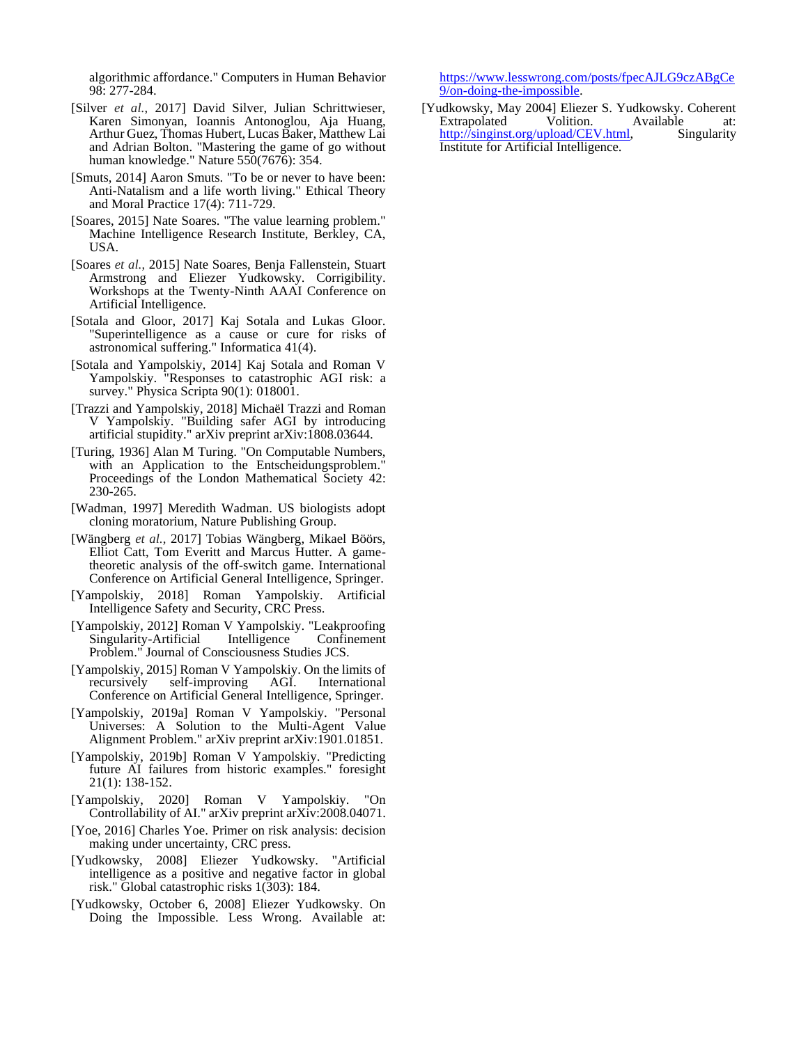algorithmic affordance." Computers in Human Behavior 98: 277-284.

[Silver *et al.*, 2017] David Silver, Julian Schrittwieser, Karen Simonyan, Ioannis Antonoglou, Aja Huang, Arthur Guez, Thomas Hubert, Lucas Baker, Matthew Lai and Adrian Bolton. "Mastering the game of go without human knowledge." Nature 550(7676): 354.

[Smuts, 2014] Aaron Smuts. "To be or never to have been: Anti-Natalism and a life worth living." Ethical Theory and Moral Practice 17(4): 711-729.

[Soares, 2015] Nate Soares. "The value learning problem." Machine Intelligence Research Institute, Berkley, CA, USA.

[Soares *et al.*, 2015] Nate Soares, Benja Fallenstein, Stuart Armstrong and Eliezer Yudkowsky. Corrigibility. Workshops at the Twenty-Ninth AAAI Conference on Artificial Intelligence.

[Sotala and Gloor, 2017] Kaj Sotala and Lukas Gloor. "Superintelligence as a cause or cure for risks of astronomical suffering." Informatica 41(4).

[Sotala and Yampolskiy, 2014] Kaj Sotala and Roman V Yampolskiy. "Responses to catastrophic AGI risk: a survey." Physica Scripta 90(1): 018001.

[Trazzi and Yampolskiy, 2018] Michaël Trazzi and Roman V Yampolskiy. "Building safer AGI by introducing artificial stupidity." arXiv preprint arXiv:1808.03644.

[Turing, 1936] Alan M Turing. "On Computable Numbers, with an Application to the Entscheidungsproblem." Proceedings of the London Mathematical Society 42: 230-265.

[Wadman, 1997] Meredith Wadman. US biologists adopt cloning moratorium, Nature Publishing Group.

[Wängberg *et al.*, 2017] Tobias Wängberg, Mikael Böörs, Elliot Catt, Tom Everitt and Marcus Hutter. A game-theoretic analysis of the off-switch game. International Conference on Artificial General Intelligence, Springer.

[Yampolskiy, 2018] Roman Yampolskiy. Artificial Intelligence Safety and Security, CRC Press.

[Yampolskiy, 2012] Roman V Yampolskiy. "Leakproofing Singularity-Artificial Intelligence Confinement Problem." Journal of Consciousness Studies JCS.

[Yampolskiy, 2015] Roman V Yampolskiy. On the limits of recursively self-improving AGI. International Conference on Artificial General Intelligence, Springer.

[Yampolskiy, 2019a] Roman V Yampolskiy. "Personal Universes: A Solution to the Multi-Agent Value Alignment Problem." arXiv preprint arXiv:1901.01851.

[Yampolskiy, 2019b] Roman V Yampolskiy. "Predicting future AI failures from historic examples." foresight 21(1): 138-152.

[Yampolskiy, 2020] Roman V Yampolskiy. "On Controllability of AI." arXiv preprint arXiv:2008.04071.

[Yoe, 2016] Charles Yoe. Primer on risk analysis: decision making under uncertainty, CRC press.

[Yudkowsky, 2008] Eliezer Yudkowsky. "Artificial intelligence as a positive and negative factor in global risk." Global catastrophic risks 1(303): 184.

[Yudkowsky, October 6, 2008] Eliezer Yudkowsky. On Doing the Impossible. Less Wrong. Available at: https://www.lesswrong.com/posts/fpecAJLG9czABgCe9/on-doing-the-impossible.

[Yudkowsky, May 2004] Eliezer S. Yudkowsky. Coherent Extrapolated Volition. Available at: http://singinst.org/upload/CEV.html, Singularity Institute for Artificial Intelligence.